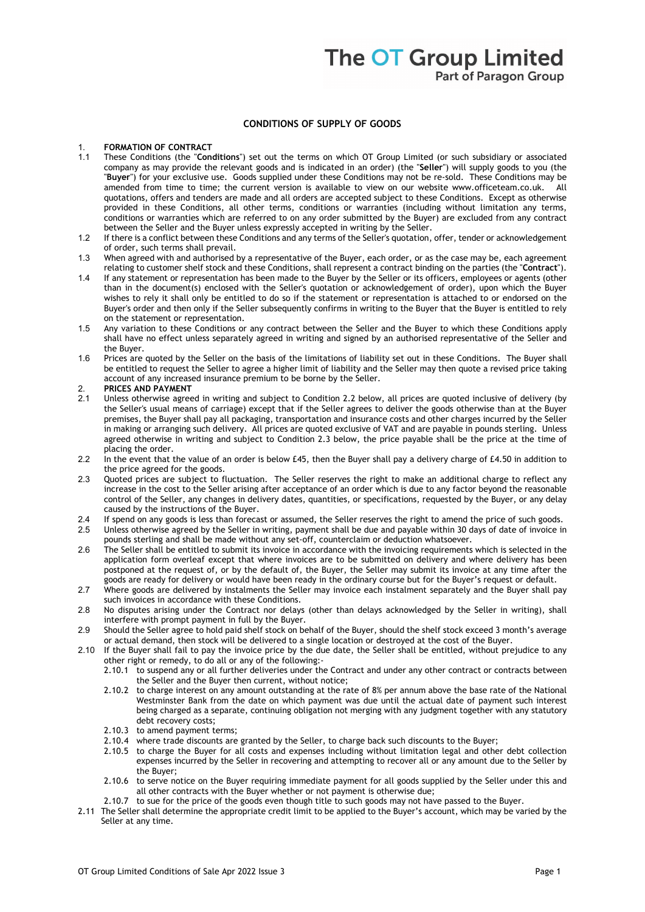The OT Group Limited
Part of Paragon Group

## CONDITIONS OF SUPPLY OF GOODS

### 1. FORMATION OF CONTRACT

1.1 These Conditions (the "**Conditions**") set out the terms on which OT Group Limited (or such subsidiary or associated company as may provide the relevant goods and is indicated in an order) (the "**Seller**") will supply goods to you (the "**Buyer**") for your exclusive use. Goods supplied under these Conditions may not be re-sold. These Conditions may be amended from time to time; the current version is available to view on our website www.officeteam.co.uk. All quotations, offers and tenders are made and all orders are accepted subject to these Conditions. Except as otherwise provided in these Conditions, all other terms, conditions or warranties (including without limitation any terms, conditions or warranties which are referred to on any order submitted by the Buyer) are excluded from any contract between the Seller and the Buyer unless expressly accepted in writing by the Seller.

1.2 If there is a conflict between these Conditions and any terms of the Seller's quotation, offer, tender or acknowledgement of order, such terms shall prevail.

1.3 When agreed with and authorised by a representative of the Buyer, each order, or as the case may be, each agreement relating to customer shelf stock and these Conditions, shall represent a contract binding on the parties (the "**Contract**").

1.4 If any statement or representation has been made to the Buyer by the Seller or its officers, employees or agents (other than in the document(s) enclosed with the Seller's quotation or acknowledgement of order), upon which the Buyer wishes to rely it shall only be entitled to do so if the statement or representation is attached to or endorsed on the Buyer's order and then only if the Seller subsequently confirms in writing to the Buyer that the Buyer is entitled to rely on the statement or representation.

1.5 Any variation to these Conditions or any contract between the Seller and the Buyer to which these Conditions apply shall have no effect unless separately agreed in writing and signed by an authorised representative of the Seller and the Buyer.

1.6 Prices are quoted by the Seller on the basis of the limitations of liability set out in these Conditions. The Buyer shall be entitled to request the Seller to agree a higher limit of liability and the Seller may then quote a revised price taking account of any increased insurance premium to be borne by the Seller.

### 2. PRICES AND PAYMENT

2.1 Unless otherwise agreed in writing and subject to Condition 2.2 below, all prices are quoted inclusive of delivery (by the Seller's usual means of carriage) except that if the Seller agrees to deliver the goods otherwise than at the Buyer premises, the Buyer shall pay all packaging, transportation and insurance costs and other charges incurred by the Seller in making or arranging such delivery. All prices are quoted exclusive of VAT and are payable in pounds sterling. Unless agreed otherwise in writing and subject to Condition 2.3 below, the price payable shall be the price at the time of placing the order.

2.2 In the event that the value of an order is below £45, then the Buyer shall pay a delivery charge of £4.50 in addition to the price agreed for the goods.

2.3 Quoted prices are subject to fluctuation. The Seller reserves the right to make an additional charge to reflect any increase in the cost to the Seller arising after acceptance of an order which is due to any factor beyond the reasonable control of the Seller, any changes in delivery dates, quantities, or specifications, requested by the Buyer, or any delay caused by the instructions of the Buyer.

2.4 If spend on any goods is less than forecast or assumed, the Seller reserves the right to amend the price of such goods.

2.5 Unless otherwise agreed by the Seller in writing, payment shall be due and payable within 30 days of date of invoice in pounds sterling and shall be made without any set-off, counterclaim or deduction whatsoever.

2.6 The Seller shall be entitled to submit its invoice in accordance with the invoicing requirements which is selected in the application form overleaf except that where invoices are to be submitted on delivery and where delivery has been postponed at the request of, or by the default of, the Buyer, the Seller may submit its invoice at any time after the goods are ready for delivery or would have been ready in the ordinary course but for the Buyer's request or default.

2.7 Where goods are delivered by instalments the Seller may invoice each instalment separately and the Buyer shall pay such invoices in accordance with these Conditions.

2.8 No disputes arising under the Contract nor delays (other than delays acknowledged by the Seller in writing), shall interfere with prompt payment in full by the Buyer.

2.9 Should the Seller agree to hold paid shelf stock on behalf of the Buyer, should the shelf stock exceed 3 month's average or actual demand, then stock will be delivered to a single location or destroyed at the cost of the Buyer.

2.10 If the Buyer shall fail to pay the invoice price by the due date, the Seller shall be entitled, without prejudice to any other right or remedy, to do all or any of the following:-

- 2.10.1 to suspend any or all further deliveries under the Contract and under any other contract or contracts between the Seller and the Buyer then current, without notice;
- 2.10.2 to charge interest on any amount outstanding at the rate of 8% per annum above the base rate of the National Westminster Bank from the date on which payment was due until the actual date of payment such interest being charged as a separate, continuing obligation not merging with any judgment together with any statutory debt recovery costs;
- 2.10.3 to amend payment terms;
- 2.10.4 where trade discounts are granted by the Seller, to charge back such discounts to the Buyer;
- 2.10.5 to charge the Buyer for all costs and expenses including without limitation legal and other debt collection expenses incurred by the Seller in recovering and attempting to recover all or any amount due to the Seller by the Buyer;
- 2.10.6 to serve notice on the Buyer requiring immediate payment for all goods supplied by the Seller under this and all other contracts with the Buyer whether or not payment is otherwise due;
- 2.10.7 to sue for the price of the goods even though title to such goods may not have passed to the Buyer.

2.11 The Seller shall determine the appropriate credit limit to be applied to the Buyer's account, which may be varied by the Seller at any time.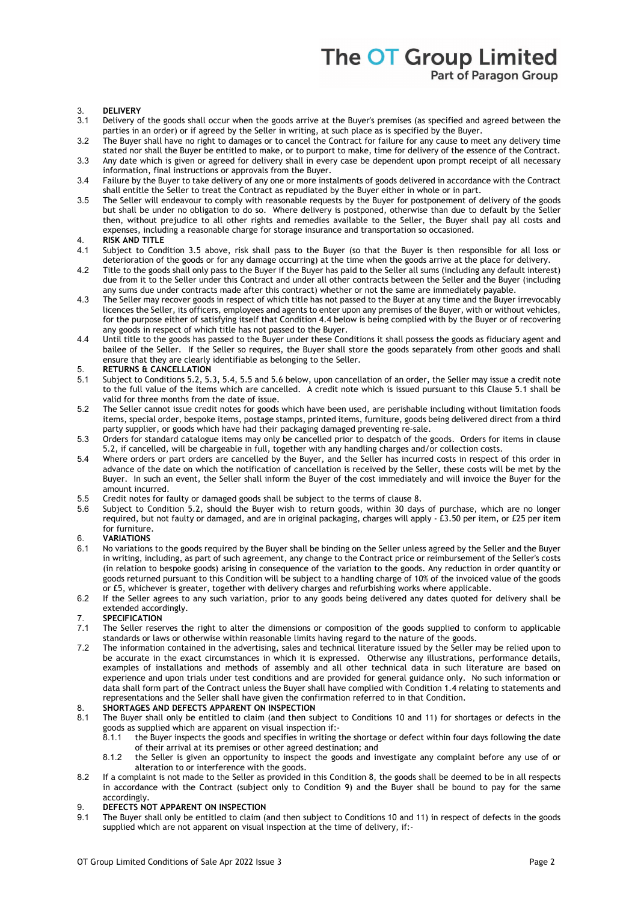## 3. DELIVERY

3.1 Delivery of the goods shall occur when the goods arrive at the Buyer's premises (as specified and agreed between the parties in an order) or if agreed by the Seller in writing, at such place as is specified by the Buyer.

3.2 The Buyer shall have no right to damages or to cancel the Contract for failure for any cause to meet any delivery time stated nor shall the Buyer be entitled to make, or to purport to make, time for delivery of the essence of the Contract.

3.3 Any date which is given or agreed for delivery shall in every case be dependent upon prompt receipt of all necessary information, final instructions or approvals from the Buyer.

3.4 Failure by the Buyer to take delivery of any one or more instalments of goods delivered in accordance with the Contract shall entitle the Seller to treat the Contract as repudiated by the Buyer either in whole or in part.

3.5 The Seller will endeavour to comply with reasonable requests by the Buyer for postponement of delivery of the goods but shall be under no obligation to do so. Where delivery is postponed, otherwise than due to default by the Seller then, without prejudice to all other rights and remedies available to the Seller, the Buyer shall pay all costs and expenses, including a reasonable charge for storage insurance and transportation so occasioned.

## 4. RISK AND TITLE

4.1 Subject to Condition 3.5 above, risk shall pass to the Buyer (so that the Buyer is then responsible for all loss or deterioration of the goods or for any damage occurring) at the time when the goods arrive at the place for delivery.

4.2 Title to the goods shall only pass to the Buyer if the Buyer has paid to the Seller all sums (including any default interest) due from it to the Seller under this Contract and under all other contracts between the Seller and the Buyer (including any sums due under contracts made after this contract) whether or not the same are immediately payable.

4.3 The Seller may recover goods in respect of which title has not passed to the Buyer at any time and the Buyer irrevocably licences the Seller, its officers, employees and agents to enter upon any premises of the Buyer, with or without vehicles, for the purpose either of satisfying itself that Condition 4.4 below is being complied with by the Buyer or of recovering any goods in respect of which title has not passed to the Buyer.

4.4 Until title to the goods has passed to the Buyer under these Conditions it shall possess the goods as fiduciary agent and bailee of the Seller. If the Seller so requires, the Buyer shall store the goods separately from other goods and shall ensure that they are clearly identifiable as belonging to the Seller.

## 5. RETURNS & CANCELLATION

5.1 Subject to Conditions 5.2, 5.3, 5.4, 5.5 and 5.6 below, upon cancellation of an order, the Seller may issue a credit note to the full value of the items which are cancelled. A credit note which is issued pursuant to this Clause 5.1 shall be valid for three months from the date of issue.

5.2 The Seller cannot issue credit notes for goods which have been used, are perishable including without limitation foods items, special order, bespoke items, postage stamps, printed items, furniture, goods being delivered direct from a third party supplier, or goods which have had their packaging damaged preventing re-sale.

5.3 Orders for standard catalogue items may only be cancelled prior to despatch of the goods. Orders for items in clause 5.2, if cancelled, will be chargeable in full, together with any handling charges and/or collection costs.

5.4 Where orders or part orders are cancelled by the Buyer, and the Seller has incurred costs in respect of this order in advance of the date on which the notification of cancellation is received by the Seller, these costs will be met by the Buyer. In such an event, the Seller shall inform the Buyer of the cost immediately and will invoice the Buyer for the amount incurred.

5.5 Credit notes for faulty or damaged goods shall be subject to the terms of clause 8.

5.6 Subject to Condition 5.2, should the Buyer wish to return goods, within 30 days of purchase, which are no longer required, but not faulty or damaged, and are in original packaging, charges will apply - £3.50 per item, or £25 per item for furniture.

## 6. VARIATIONS

6.1 No variations to the goods required by the Buyer shall be binding on the Seller unless agreed by the Seller and the Buyer in writing, including, as part of such agreement, any change to the Contract price or reimbursement of the Seller's costs (in relation to bespoke goods) arising in consequence of the variation to the goods. Any reduction in order quantity or goods returned pursuant to this Condition will be subject to a handling charge of 10% of the invoiced value of the goods or £5, whichever is greater, together with delivery charges and refurbishing works where applicable.

6.2 If the Seller agrees to any such variation, prior to any goods being delivered any dates quoted for delivery shall be extended accordingly.

## 7. SPECIFICATION

7.1 The Seller reserves the right to alter the dimensions or composition of the goods supplied to conform to applicable standards or laws or otherwise within reasonable limits having regard to the nature of the goods.

7.2 The information contained in the advertising, sales and technical literature issued by the Seller may be relied upon to be accurate in the exact circumstances in which it is expressed. Otherwise any illustrations, performance details, examples of installations and methods of assembly and all other technical data in such literature are based on experience and upon trials under test conditions and are provided for general guidance only. No such information or data shall form part of the Contract unless the Buyer shall have complied with Condition 1.4 relating to statements and representations and the Seller shall have given the confirmation referred to in that Condition.

## 8. SHORTAGES AND DEFECTS APPARENT ON INSPECTION

8.1 The Buyer shall only be entitled to claim (and then subject to Conditions 10 and 11) for shortages or defects in the goods as supplied which are apparent on visual inspection if:-

- 8.1.1 the Buyer inspects the goods and specifies in writing the shortage or defect within four days following the date of their arrival at its premises or other agreed destination; and
- 8.1.2 the Seller is given an opportunity to inspect the goods and investigate any complaint before any use of or alteration to or interference with the goods.

8.2 If a complaint is not made to the Seller as provided in this Condition 8, the goods shall be deemed to be in all respects in accordance with the Contract (subject only to Condition 9) and the Buyer shall be bound to pay for the same accordingly.

## 9. DEFECTS NOT APPARENT ON INSPECTION

9.1 The Buyer shall only be entitled to claim (and then subject to Conditions 10 and 11) in respect of defects in the goods supplied which are not apparent on visual inspection at the time of delivery, if:-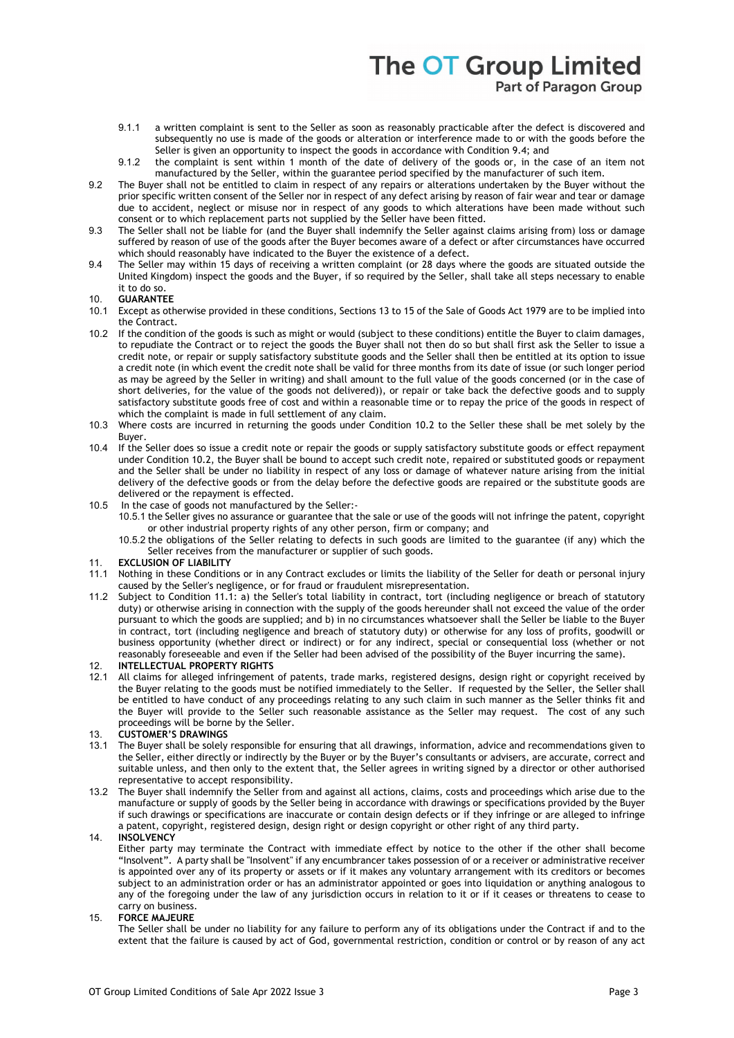9.1.1 a written complaint is sent to the Seller as soon as reasonably practicable after the defect is discovered and subsequently no use is made of the goods or alteration or interference made to or with the goods before the Seller is given an opportunity to inspect the goods in accordance with Condition 9.4; and

9.1.2 the complaint is sent within 1 month of the date of delivery of the goods or, in the case of an item not manufactured by the Seller, within the guarantee period specified by the manufacturer of such item.

9.2 The Buyer shall not be entitled to claim in respect of any repairs or alterations undertaken by the Buyer without the prior specific written consent of the Seller nor in respect of any defect arising by reason of fair wear and tear or damage due to accident, neglect or misuse nor in respect of any goods to which alterations have been made without such consent or to which replacement parts not supplied by the Seller have been fitted.

9.3 The Seller shall not be liable for (and the Buyer shall indemnify the Seller against claims arising from) loss or damage suffered by reason of use of the goods after the Buyer becomes aware of a defect or after circumstances have occurred which should reasonably have indicated to the Buyer the existence of a defect.

9.4 The Seller may within 15 days of receiving a written complaint (or 28 days where the goods are situated outside the United Kingdom) inspect the goods and the Buyer, if so required by the Seller, shall take all steps necessary to enable it to do so.

## 10. GUARANTEE

10.1 Except as otherwise provided in these conditions, Sections 13 to 15 of the Sale of Goods Act 1979 are to be implied into the Contract.

10.2 If the condition of the goods is such as might or would (subject to these conditions) entitle the Buyer to claim damages, to repudiate the Contract or to reject the goods the Buyer shall not then do so but shall first ask the Seller to issue a credit note, or repair or supply satisfactory substitute goods and the Seller shall then be entitled at its option to issue a credit note (in which event the credit note shall be valid for three months from its date of issue (or such longer period as may be agreed by the Seller in writing) and shall amount to the full value of the goods concerned (or in the case of short deliveries, for the value of the goods not delivered)), or repair or take back the defective goods and to supply satisfactory substitute goods free of cost and within a reasonable time or to repay the price of the goods in respect of which the complaint is made in full settlement of any claim.

10.3 Where costs are incurred in returning the goods under Condition 10.2 to the Seller these shall be met solely by the Buyer.

10.4 If the Seller does so issue a credit note or repair the goods or supply satisfactory substitute goods or effect repayment under Condition 10.2, the Buyer shall be bound to accept such credit note, repaired or substituted goods or repayment and the Seller shall be under no liability in respect of any loss or damage of whatever nature arising from the initial delivery of the defective goods or from the delay before the defective goods are repaired or the substitute goods are delivered or the repayment is effected.

10.5 In the case of goods not manufactured by the Seller:-

10.5.1 the Seller gives no assurance or guarantee that the sale or use of the goods will not infringe the patent, copyright or other industrial property rights of any other person, firm or company; and

10.5.2 the obligations of the Seller relating to defects in such goods are limited to the guarantee (if any) which the Seller receives from the manufacturer or supplier of such goods.

## 11. EXCLUSION OF LIABILITY

11.1 Nothing in these Conditions or in any Contract excludes or limits the liability of the Seller for death or personal injury caused by the Seller's negligence, or for fraud or fraudulent misrepresentation.

11.2 Subject to Condition 11.1: a) the Seller's total liability in contract, tort (including negligence or breach of statutory duty) or otherwise arising in connection with the supply of the goods hereunder shall not exceed the value of the order pursuant to which the goods are supplied; and b) in no circumstances whatsoever shall the Seller be liable to the Buyer in contract, tort (including negligence and breach of statutory duty) or otherwise for any loss of profits, goodwill or business opportunity (whether direct or indirect) or for any indirect, special or consequential loss (whether or not reasonably foreseeable and even if the Seller had been advised of the possibility of the Buyer incurring the same).

## 12. INTELLECTUAL PROPERTY RIGHTS

12.1 All claims for alleged infringement of patents, trade marks, registered designs, design right or copyright received by the Buyer relating to the goods must be notified immediately to the Seller. If requested by the Seller, the Seller shall be entitled to have conduct of any proceedings relating to any such claim in such manner as the Seller thinks fit and the Buyer will provide to the Seller such reasonable assistance as the Seller may request. The cost of any such proceedings will be borne by the Seller.

## 13. CUSTOMER'S DRAWINGS

13.1 The Buyer shall be solely responsible for ensuring that all drawings, information, advice and recommendations given to the Seller, either directly or indirectly by the Buyer or by the Buyer's consultants or advisers, are accurate, correct and suitable unless, and then only to the extent that, the Seller agrees in writing signed by a director or other authorised representative to accept responsibility.

13.2 The Buyer shall indemnify the Seller from and against all actions, claims, costs and proceedings which arise due to the manufacture or supply of goods by the Seller being in accordance with drawings or specifications provided by the Buyer if such drawings or specifications are inaccurate or contain design defects or if they infringe or are alleged to infringe a patent, copyright, registered design, design right or design copyright or other right of any third party.

## 14. INSOLVENCY

Either party may terminate the Contract with immediate effect by notice to the other if the other shall become "Insolvent". A party shall be "Insolvent" if any encumbrancer takes possession of or a receiver or administrative receiver is appointed over any of its property or assets or if it makes any voluntary arrangement with its creditors or becomes subject to an administration order or has an administrator appointed or goes into liquidation or anything analogous to any of the foregoing under the law of any jurisdiction occurs in relation to it or if it ceases or threatens to cease to carry on business.

## 15. FORCE MAJEURE

The Seller shall be under no liability for any failure to perform any of its obligations under the Contract if and to the extent that the failure is caused by act of God, governmental restriction, condition or control or by reason of any act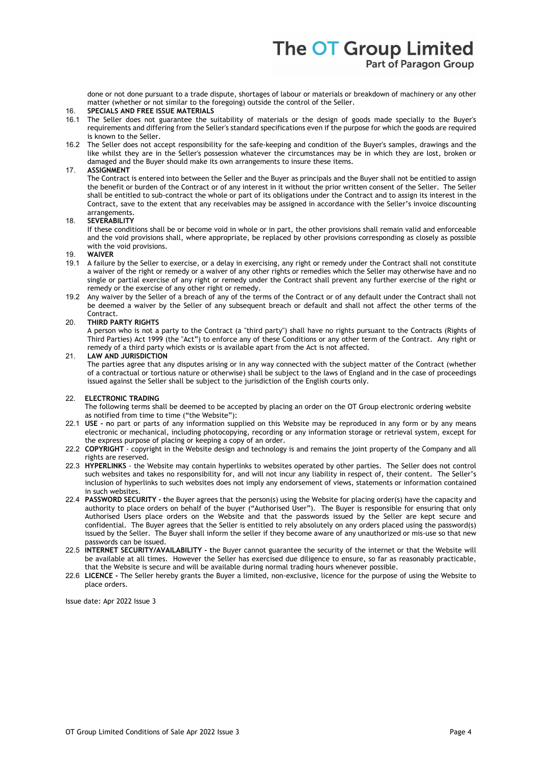done or not done pursuant to a trade dispute, shortages of labour or materials or breakdown of machinery or any other matter (whether or not similar to the foregoing) outside the control of the Seller.

16. **SPECIALS AND FREE ISSUE MATERIALS**

16.1 The Seller does not guarantee the suitability of materials or the design of goods made specially to the Buyer's requirements and differing from the Seller's standard specifications even if the purpose for which the goods are required is known to the Seller.

16.2 The Seller does not accept responsibility for the safe-keeping and condition of the Buyer's samples, drawings and the like whilst they are in the Seller's possession whatever the circumstances may be in which they are lost, broken or damaged and the Buyer should make its own arrangements to insure these items.

17. **ASSIGNMENT**

The Contract is entered into between the Seller and the Buyer as principals and the Buyer shall not be entitled to assign the benefit or burden of the Contract or of any interest in it without the prior written consent of the Seller. The Seller shall be entitled to sub-contract the whole or part of its obligations under the Contract and to assign its interest in the Contract, save to the extent that any receivables may be assigned in accordance with the Seller's invoice discounting arrangements.

18. **SEVERABILITY**

If these conditions shall be or become void in whole or in part, the other provisions shall remain valid and enforceable and the void provisions shall, where appropriate, be replaced by other provisions corresponding as closely as possible with the void provisions.

19. **WAIVER**

19.1 A failure by the Seller to exercise, or a delay in exercising, any right or remedy under the Contract shall not constitute a waiver of the right or remedy or a waiver of any other rights or remedies which the Seller may otherwise have and no single or partial exercise of any right or remedy under the Contract shall prevent any further exercise of the right or remedy or the exercise of any other right or remedy.

19.2 Any waiver by the Seller of a breach of any of the terms of the Contract or of any default under the Contract shall not be deemed a waiver by the Seller of any subsequent breach or default and shall not affect the other terms of the Contract.

20. **THIRD PARTY RIGHTS**

A person who is not a party to the Contract (a "third party") shall have no rights pursuant to the Contracts (Rights of Third Parties) Act 1999 (the "Act") to enforce any of these Conditions or any other term of the Contract. Any right or remedy of a third party which exists or is available apart from the Act is not affected.

21. **LAW AND JURISDICTION**

The parties agree that any disputes arising or in any way connected with the subject matter of the Contract (whether of a contractual or tortious nature or otherwise) shall be subject to the laws of England and in the case of proceedings issued against the Seller shall be subject to the jurisdiction of the English courts only.

22. **ELECTRONIC TRADING**

The following terms shall be deemed to be accepted by placing an order on the OT Group electronic ordering website as notified from time to time ("the Website"):

22.1 **USE - n**o part or parts of any information supplied on this Website may be reproduced in any form or by any means electronic or mechanical, including photocopying, recording or any information storage or retrieval system, except for the express purpose of placing or keeping a copy of an order.

22.2 **COPYRIGHT** - copyright in the Website design and technology is and remains the joint property of the Company and all rights are reserved.

22.3 **HYPERLINKS** - the Website may contain hyperlinks to websites operated by other parties. The Seller does not control such websites and takes no responsibility for, and will not incur any liability in respect of, their content. The Seller's inclusion of hyperlinks to such websites does not imply any endorsement of views, statements or information contained in such websites.

22.4 **PASSWORD SECURITY - t**he Buyer agrees that the person(s) using the Website for placing order(s) have the capacity and authority to place orders on behalf of the buyer ("Authorised User"). The Buyer is responsible for ensuring that only Authorised Users place orders on the Website and that the passwords issued by the Seller are kept secure and confidential. The Buyer agrees that the Seller is entitled to rely absolutely on any orders placed using the password(s) issued by the Seller. The Buyer shall inform the seller if they become aware of any unauthorized or mis-use so that new passwords can be issued.

22.5 **INTERNET SECURITY/AVAILABILITY - t**he Buyer cannot guarantee the security of the internet or that the Website will be available at all times. However the Seller has exercised due diligence to ensure, so far as reasonably practicable, that the Website is secure and will be available during normal trading hours whenever possible.

22.6 **LICENCE -** The Seller hereby grants the Buyer a limited, non-exclusive, licence for the purpose of using the Website to place orders.

Issue date: Apr 2022 Issue 3